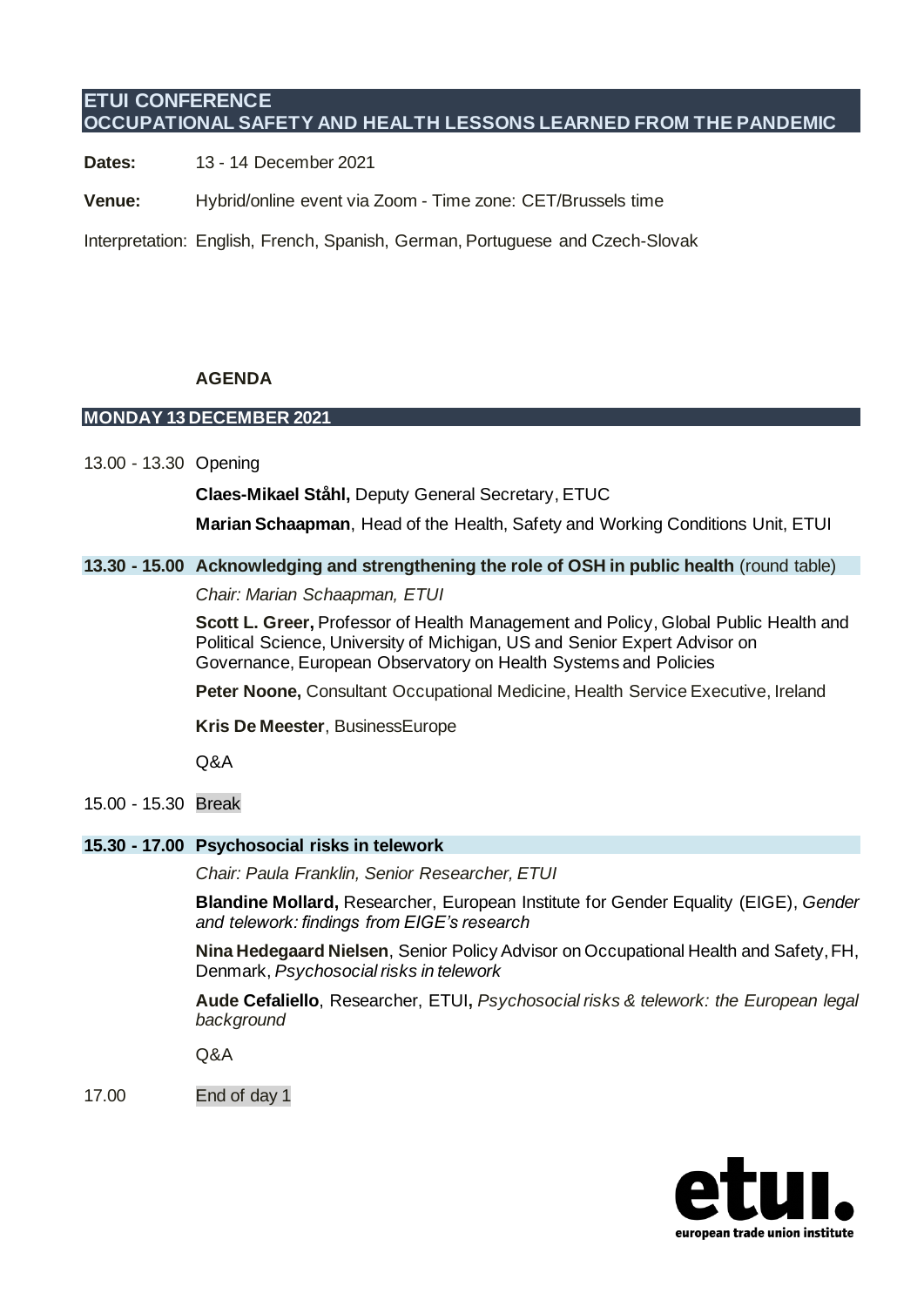# ETUI CONFERENCE
# OCCUPATIONAL SAFETY AND HEALTH LESSONS LEARNED FROM THE PANDEMIC

**Dates:** 13 - 14 December 2021

**Venue:** Hybrid/online event via Zoom - Time zone: CET/Brussels time

Interpretation: English, French, Spanish, German, Portuguese and Czech-Slovak

**AGENDA**

## MONDAY 13 DECEMBER 2021

13.00 - 13.30 Opening

**Claes-Mikael Ståhl,** Deputy General Secretary, ETUC

**Marian Schaapman**, Head of the Health, Safety and Working Conditions Unit, ETUI

### 13.30 - 15.00 Acknowledging and strengthening the role of OSH in public health (round table)

*Chair: Marian Schaapman, ETUI*

**Scott L. Greer,** Professor of Health Management and Policy, Global Public Health and Political Science, University of Michigan, US and Senior Expert Advisor on Governance, European Observatory on Health Systems and Policies

**Peter Noone,** Consultant Occupational Medicine, Health Service Executive, Ireland

**Kris De Meester**, BusinessEurope

Q&A

15.00 - 15.30 Break

### 15.30 - 17.00 Psychosocial risks in telework

*Chair: Paula Franklin, Senior Researcher, ETUI*

**Blandine Mollard,** Researcher, European Institute for Gender Equality (EIGE), *Gender and telework: findings from EIGE's research*

**Nina Hedegaard Nielsen**, Senior Policy Advisor on Occupational Health and Safety, FH, Denmark, *Psychosocial risks in telework*

**Aude Cefaliello**, Researcher, ETUI**,** *Psychosocial risks & telework: the European legal background*

Q&A

17.00 End of day 1

etui. european trade union institute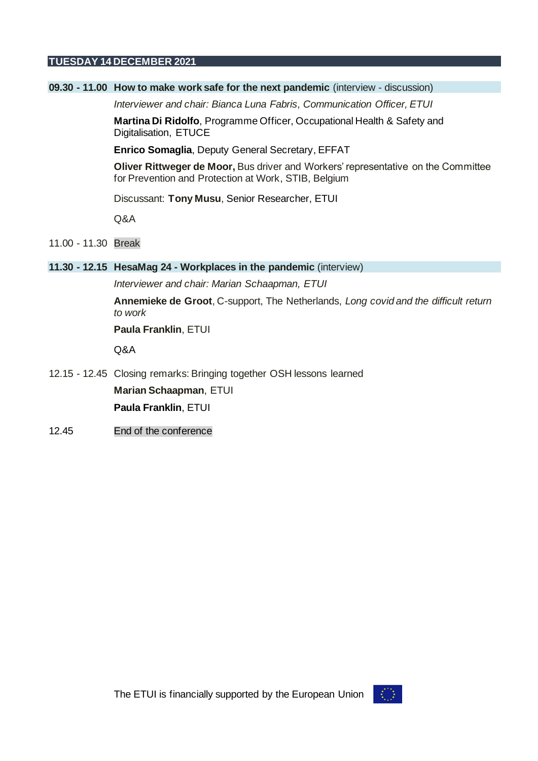## TUESDAY 14 DECEMBER 2021

**09.30 - 11.00 How to make work safe for the next pandemic** (interview - discussion)

*Interviewer and chair: Bianca Luna Fabris, Communication Officer, ETUI*

**Martina Di Ridolfo**, Programme Officer, Occupational Health & Safety and Digitalisation, ETUCE

**Enrico Somaglia**, Deputy General Secretary, EFFAT

**Oliver Rittweger de Moor,** Bus driver and Workers' representative on the Committee for Prevention and Protection at Work, STIB, Belgium

Discussant: **Tony Musu**, Senior Researcher, ETUI

Q&A

11.00 - 11.30 Break

**11.30 - 12.15 HesaMag 24 - Workplaces in the pandemic** (interview)

*Interviewer and chair: Marian Schaapman, ETUI*

**Annemieke de Groot**, C-support, The Netherlands, *Long covid and the difficult return to work*

**Paula Franklin**, ETUI

Q&A

12.15 - 12.45 Closing remarks: Bringing together OSH lessons learned

**Marian Schaapman**, ETUI

**Paula Franklin**, ETUI

12.45 End of the conference

The ETUI is financially supported by the European Union